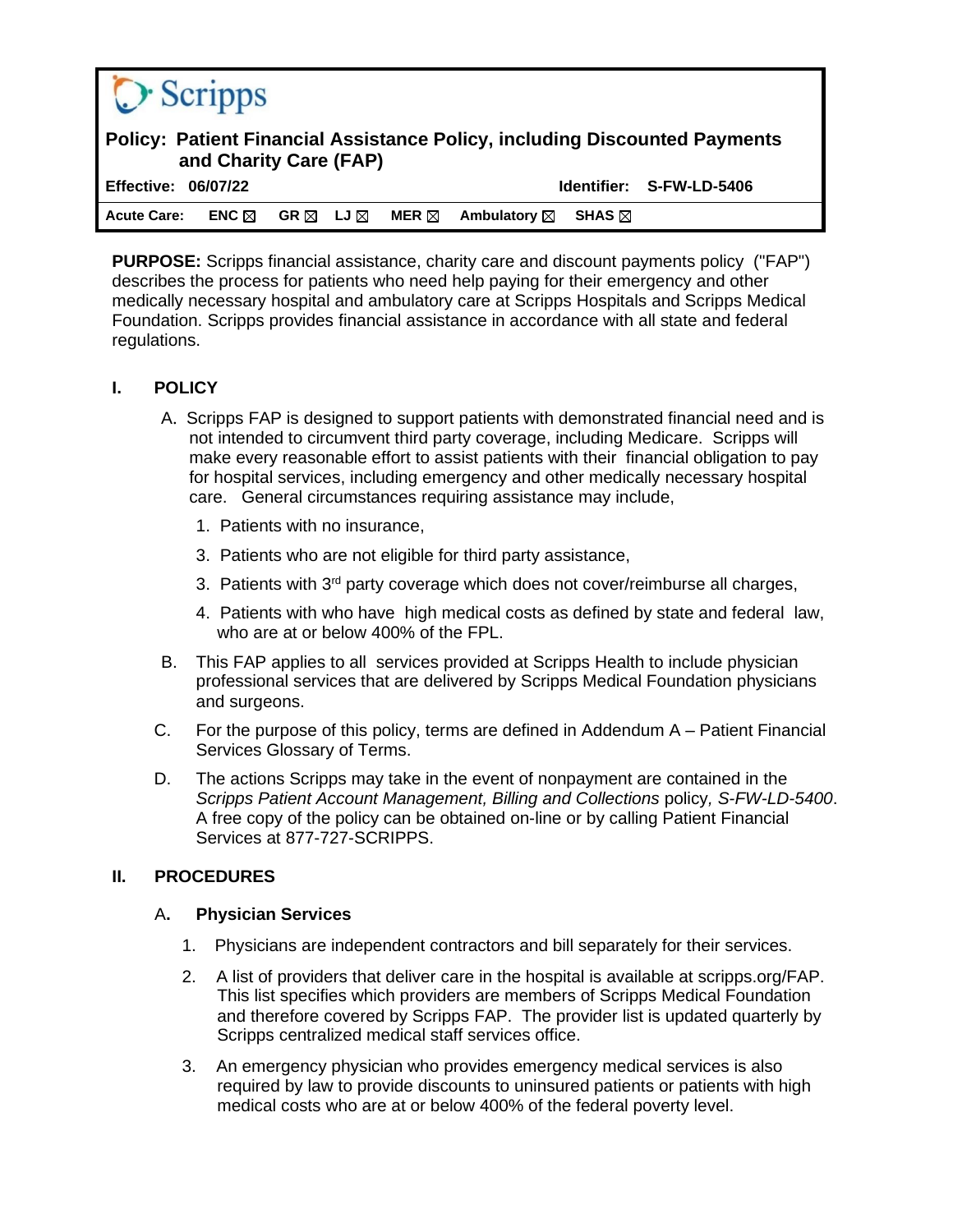Scripps

**Policy: Patient Financial Assistance Policy, including Discounted Payments and Charity Care (FAP)**

**Effective: 06/07/22** **Identifier: S-FW-LD-5406**

**Acute Care: ENC ☒ GR ☒ LJ ☒ MER ☒ Ambulatory ☒ SHAS ☒**

**PURPOSE:** Scripps financial assistance, charity care and discount payments policy ("FAP") describes the process for patients who need help paying for their emergency and other medically necessary hospital and ambulatory care at Scripps Hospitals and Scripps Medical Foundation. Scripps provides financial assistance in accordance with all state and federal regulations.

## I. POLICY

A. Scripps FAP is designed to support patients with demonstrated financial need and is not intended to circumvent third party coverage, including Medicare. Scripps will make every reasonable effort to assist patients with their financial obligation to pay for hospital services, including emergency and other medically necessary hospital care. General circumstances requiring assistance may include,

1. Patients with no insurance,
3. Patients who are not eligible for third party assistance,
3. Patients with 3rd party coverage which does not cover/reimburse all charges,
4. Patients with who have high medical costs as defined by state and federal law, who are at or below 400% of the FPL.

B. This FAP applies to all services provided at Scripps Health to include physician professional services that are delivered by Scripps Medical Foundation physicians and surgeons.

C. For the purpose of this policy, terms are defined in Addendum A – Patient Financial Services Glossary of Terms.

D. The actions Scripps may take in the event of nonpayment are contained in the *Scripps Patient Account Management, Billing and Collections* policy, *S-FW-LD-5400*. A free copy of the policy can be obtained on-line or by calling Patient Financial Services at 877-727-SCRIPPS.

## II. PROCEDURES

### A. Physician Services

1. Physicians are independent contractors and bill separately for their services.
2. A list of providers that deliver care in the hospital is available at scripps.org/FAP. This list specifies which providers are members of Scripps Medical Foundation and therefore covered by Scripps FAP. The provider list is updated quarterly by Scripps centralized medical staff services office.
3. An emergency physician who provides emergency medical services is also required by law to provide discounts to uninsured patients or patients with high medical costs who are at or below 400% of the federal poverty level.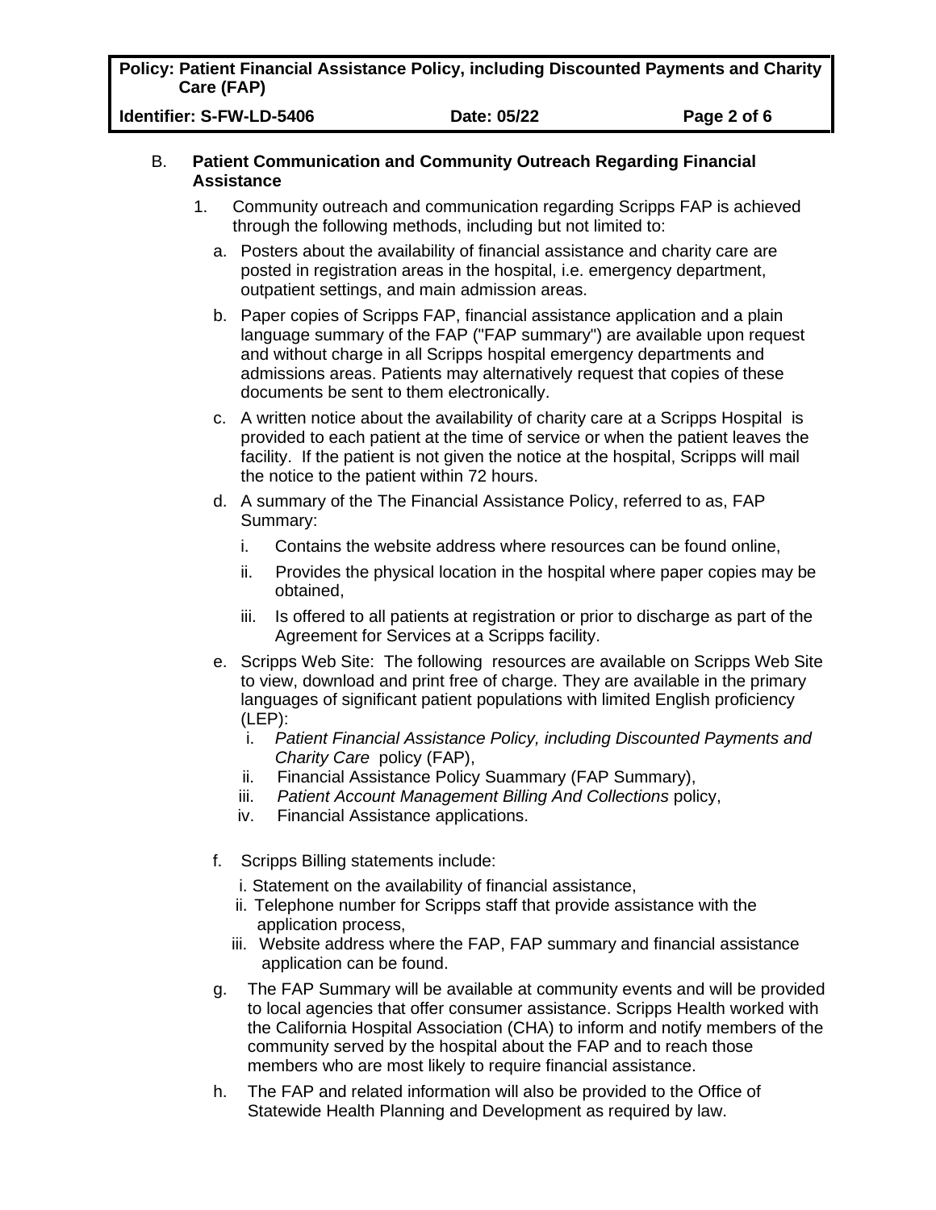B. **Patient Communication and Community Outreach Regarding Financial Assistance**

1. Community outreach and communication regarding Scripps FAP is achieved through the following methods, including but not limited to:

   a. Posters about the availability of financial assistance and charity care are posted in registration areas in the hospital, i.e. emergency department, outpatient settings, and main admission areas.

   b. Paper copies of Scripps FAP, financial assistance application and a plain language summary of the FAP ("FAP summary") are available upon request and without charge in all Scripps hospital emergency departments and admissions areas. Patients may alternatively request that copies of these documents be sent to them electronically.

   c. A written notice about the availability of charity care at a Scripps Hospital is provided to each patient at the time of service or when the patient leaves the facility. If the patient is not given the notice at the hospital, Scripps will mail the notice to the patient within 72 hours.

   d. A summary of the The Financial Assistance Policy, referred to as, FAP Summary:

      i. Contains the website address where resources can be found online,

      ii. Provides the physical location in the hospital where paper copies may be obtained,

      iii. Is offered to all patients at registration or prior to discharge as part of the Agreement for Services at a Scripps facility.

   e. Scripps Web Site: The following resources are available on Scripps Web Site to view, download and print free of charge. They are available in the primary languages of significant patient populations with limited English proficiency (LEP):

      i. *Patient Financial Assistance Policy, including Discounted Payments and Charity Care* policy (FAP),
      ii. Financial Assistance Policy Suammary (FAP Summary),
      iii. *Patient Account Management Billing And Collections* policy,
      iv. Financial Assistance applications.

   f. Scripps Billing statements include:

      i. Statement on the availability of financial assistance,
      ii. Telephone number for Scripps staff that provide assistance with the application process,
      iii. Website address where the FAP, FAP summary and financial assistance application can be found.

   g. The FAP Summary will be available at community events and will be provided to local agencies that offer consumer assistance. Scripps Health worked with the California Hospital Association (CHA) to inform and notify members of the community served by the hospital about the FAP and to reach those members who are most likely to require financial assistance.

   h. The FAP and related information will also be provided to the Office of Statewide Health Planning and Development as required by law.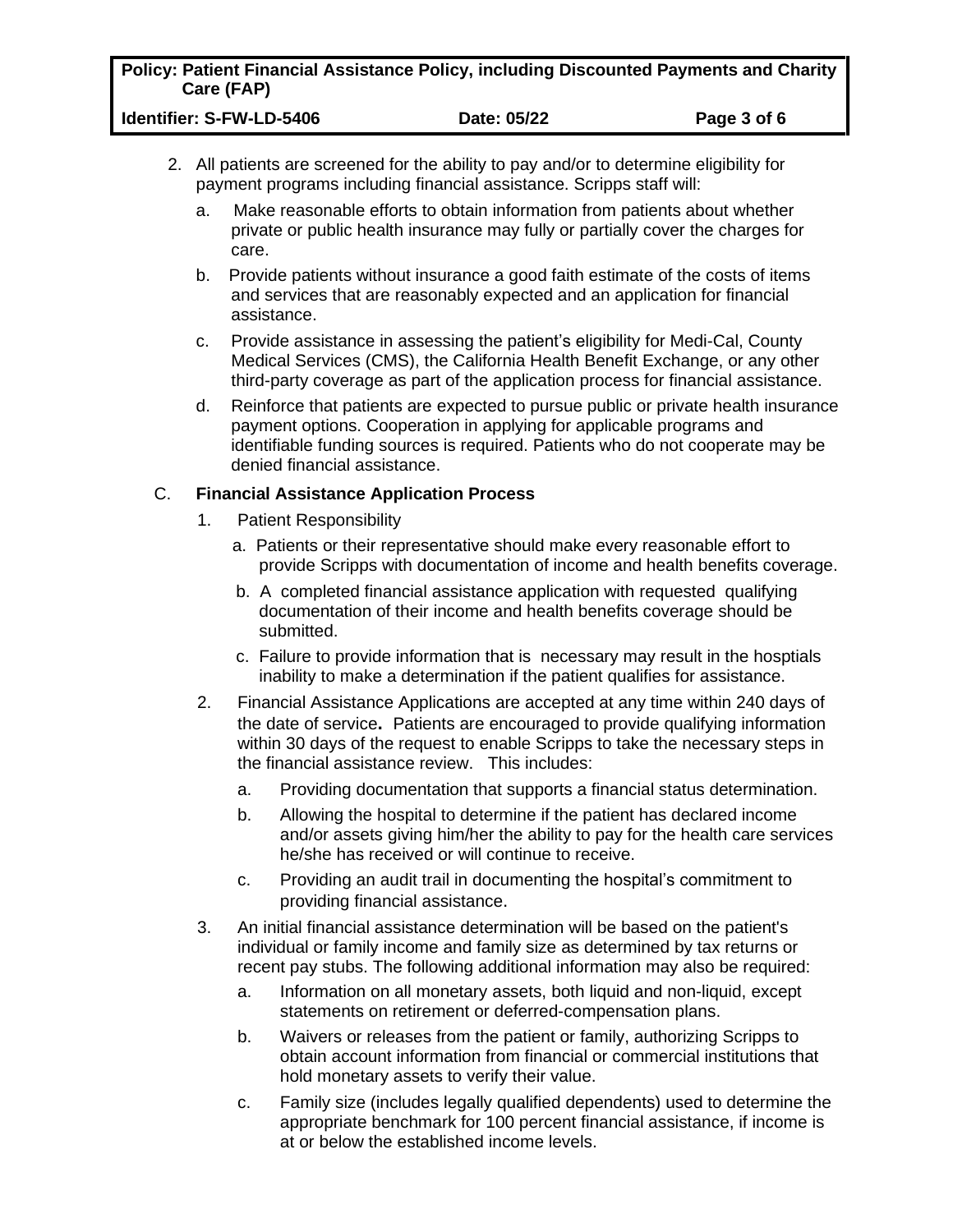2. All patients are screened for the ability to pay and/or to determine eligibility for payment programs including financial assistance. Scripps staff will:

   a. Make reasonable efforts to obtain information from patients about whether private or public health insurance may fully or partially cover the charges for care.

   b. Provide patients without insurance a good faith estimate of the costs of items and services that are reasonably expected and an application for financial assistance.

   c. Provide assistance in assessing the patient's eligibility for Medi-Cal, County Medical Services (CMS), the California Health Benefit Exchange, or any other third-party coverage as part of the application process for financial assistance.

   d. Reinforce that patients are expected to pursue public or private health insurance payment options. Cooperation in applying for applicable programs and identifiable funding sources is required. Patients who do not cooperate may be denied financial assistance.

C. **Financial Assistance Application Process**

1. Patient Responsibility

   a. Patients or their representative should make every reasonable effort to provide Scripps with documentation of income and health benefits coverage.

   b. A completed financial assistance application with requested qualifying documentation of their income and health benefits coverage should be submitted.

   c. Failure to provide information that is necessary may result in the hosptials inability to make a determination if the patient qualifies for assistance.

2. Financial Assistance Applications are accepted at any time within 240 days of the date of service**.** Patients are encouraged to provide qualifying information within 30 days of the request to enable Scripps to take the necessary steps in the financial assistance review. This includes:

   a. Providing documentation that supports a financial status determination.

   b. Allowing the hospital to determine if the patient has declared income and/or assets giving him/her the ability to pay for the health care services he/she has received or will continue to receive.

   c. Providing an audit trail in documenting the hospital's commitment to providing financial assistance.

3. An initial financial assistance determination will be based on the patient's individual or family income and family size as determined by tax returns or recent pay stubs. The following additional information may also be required:

   a. Information on all monetary assets, both liquid and non-liquid, except statements on retirement or deferred-compensation plans.

   b. Waivers or releases from the patient or family, authorizing Scripps to obtain account information from financial or commercial institutions that hold monetary assets to verify their value.

   c. Family size (includes legally qualified dependents) used to determine the appropriate benchmark for 100 percent financial assistance, if income is at or below the established income levels.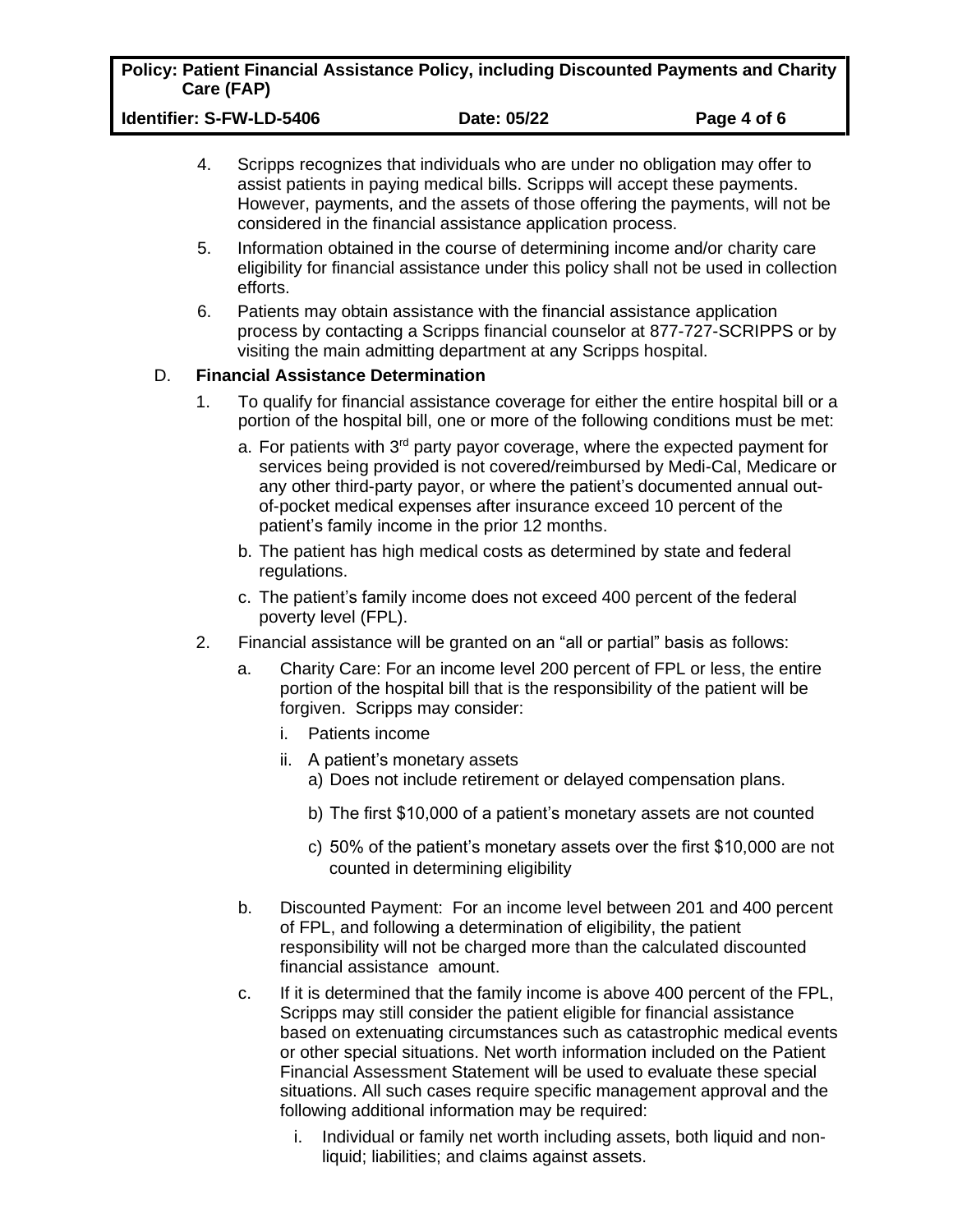4. Scripps recognizes that individuals who are under no obligation may offer to assist patients in paying medical bills. Scripps will accept these payments. However, payments, and the assets of those offering the payments, will not be considered in the financial assistance application process.
5. Information obtained in the course of determining income and/or charity care eligibility for financial assistance under this policy shall not be used in collection efforts.
6. Patients may obtain assistance with the financial assistance application process by contacting a Scripps financial counselor at 877-727-SCRIPPS or by visiting the main admitting department at any Scripps hospital.

D. **Financial Assistance Determination**

1. To qualify for financial assistance coverage for either the entire hospital bill or a portion of the hospital bill, one or more of the following conditions must be met:
   a. For patients with 3rd party payor coverage, where the expected payment for services being provided is not covered/reimbursed by Medi-Cal, Medicare or any other third-party payor, or where the patient's documented annual out-of-pocket medical expenses after insurance exceed 10 percent of the patient's family income in the prior 12 months.
   b. The patient has high medical costs as determined by state and federal regulations.
   c. The patient's family income does not exceed 400 percent of the federal poverty level (FPL).
2. Financial assistance will be granted on an "all or partial" basis as follows:
   a. Charity Care: For an income level 200 percent of FPL or less, the entire portion of the hospital bill that is the responsibility of the patient will be forgiven. Scripps may consider:
      i. Patients income
      ii. A patient's monetary assets
         a) Does not include retirement or delayed compensation plans.
         b) The first $10,000 of a patient's monetary assets are not counted
         c) 50% of the patient's monetary assets over the first $10,000 are not counted in determining eligibility
   b. Discounted Payment: For an income level between 201 and 400 percent of FPL, and following a determination of eligibility, the patient responsibility will not be charged more than the calculated discounted financial assistance amount.
   c. If it is determined that the family income is above 400 percent of the FPL, Scripps may still consider the patient eligible for financial assistance based on extenuating circumstances such as catastrophic medical events or other special situations. Net worth information included on the Patient Financial Assessment Statement will be used to evaluate these special situations. All such cases require specific management approval and the following additional information may be required:
      i. Individual or family net worth including assets, both liquid and non-liquid; liabilities; and claims against assets.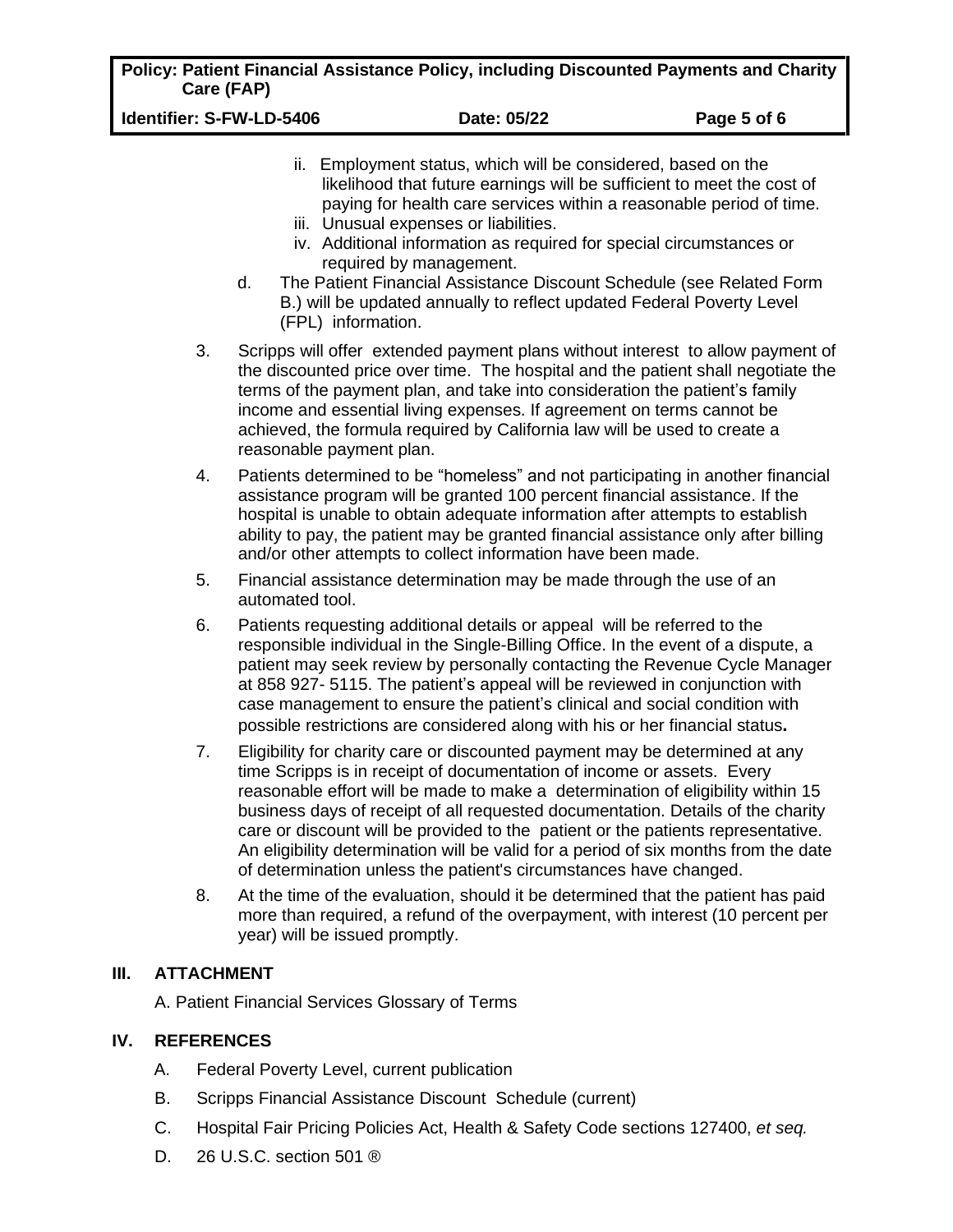ii. Employment status, which will be considered, based on the likelihood that future earnings will be sufficient to meet the cost of paying for health care services within a reasonable period of time.
iii. Unusual expenses or liabilities.
iv. Additional information as required for special circumstances or required by management.

d. The Patient Financial Assistance Discount Schedule (see Related Form B.) will be updated annually to reflect updated Federal Poverty Level (FPL) information.

3. Scripps will offer extended payment plans without interest to allow payment of the discounted price over time. The hospital and the patient shall negotiate the terms of the payment plan, and take into consideration the patient's family income and essential living expenses. If agreement on terms cannot be achieved, the formula required by California law will be used to create a reasonable payment plan.

4. Patients determined to be "homeless" and not participating in another financial assistance program will be granted 100 percent financial assistance. If the hospital is unable to obtain adequate information after attempts to establish ability to pay, the patient may be granted financial assistance only after billing and/or other attempts to collect information have been made.

5. Financial assistance determination may be made through the use of an automated tool.

6. Patients requesting additional details or appeal will be referred to the responsible individual in the Single-Billing Office. In the event of a dispute, a patient may seek review by personally contacting the Revenue Cycle Manager at 858 927- 5115. The patient's appeal will be reviewed in conjunction with case management to ensure the patient's clinical and social condition with possible restrictions are considered along with his or her financial status**.**

7. Eligibility for charity care or discounted payment may be determined at any time Scripps is in receipt of documentation of income or assets. Every reasonable effort will be made to make a determination of eligibility within 15 business days of receipt of all requested documentation. Details of the charity care or discount will be provided to the patient or the patients representative. An eligibility determination will be valid for a period of six months from the date of determination unless the patient's circumstances have changed.

8. At the time of the evaluation, should it be determined that the patient has paid more than required, a refund of the overpayment, with interest (10 percent per year) will be issued promptly.

## III. ATTACHMENT

A. Patient Financial Services Glossary of Terms

## IV. REFERENCES

A. Federal Poverty Level, current publication

B. Scripps Financial Assistance Discount Schedule (current)

C. Hospital Fair Pricing Policies Act, Health & Safety Code sections 127400, *et seq.*

D. 26 U.S.C. section 501 ®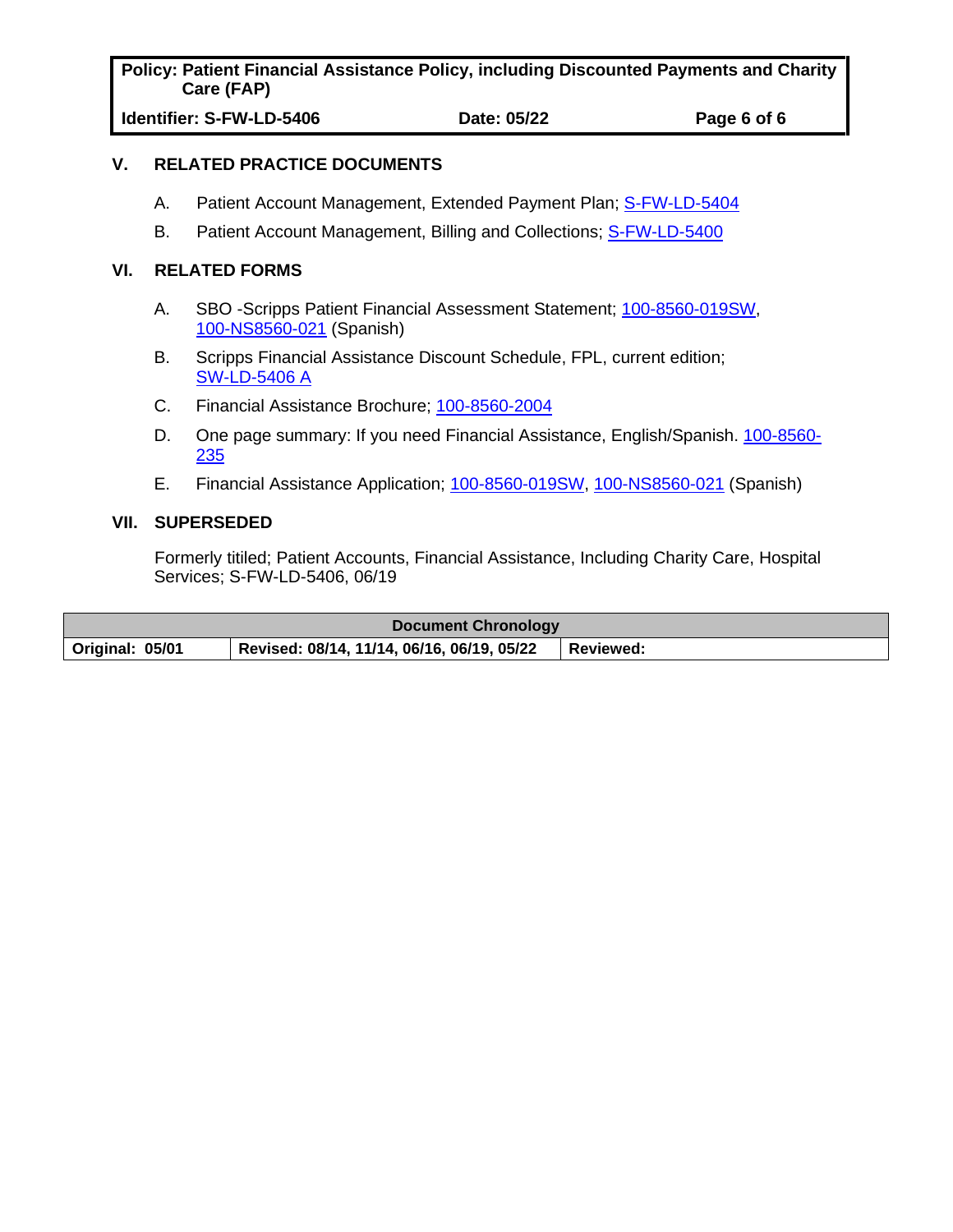## V. RELATED PRACTICE DOCUMENTS

A. Patient Account Management, Extended Payment Plan; S-FW-LD-5404

B. Patient Account Management, Billing and Collections; S-FW-LD-5400

## VI. RELATED FORMS

A. SBO -Scripps Patient Financial Assessment Statement; 100-8560-019SW, 100-NS8560-021 (Spanish)

B. Scripps Financial Assistance Discount Schedule, FPL, current edition; SW-LD-5406 A

C. Financial Assistance Brochure; 100-8560-2004

D. One page summary: If you need Financial Assistance, English/Spanish. 100-8560-235

E. Financial Assistance Application; 100-8560-019SW, 100-NS8560-021 (Spanish)

## VII. SUPERSEDED

Formerly titiled; Patient Accounts, Financial Assistance, Including Charity Care, Hospital Services; S-FW-LD-5406, 06/19

| Document Chronology | | |
|---|---|---|
| **Original: 05/01** | **Revised: 08/14, 11/14, 06/16, 06/19, 05/22** | **Reviewed:** |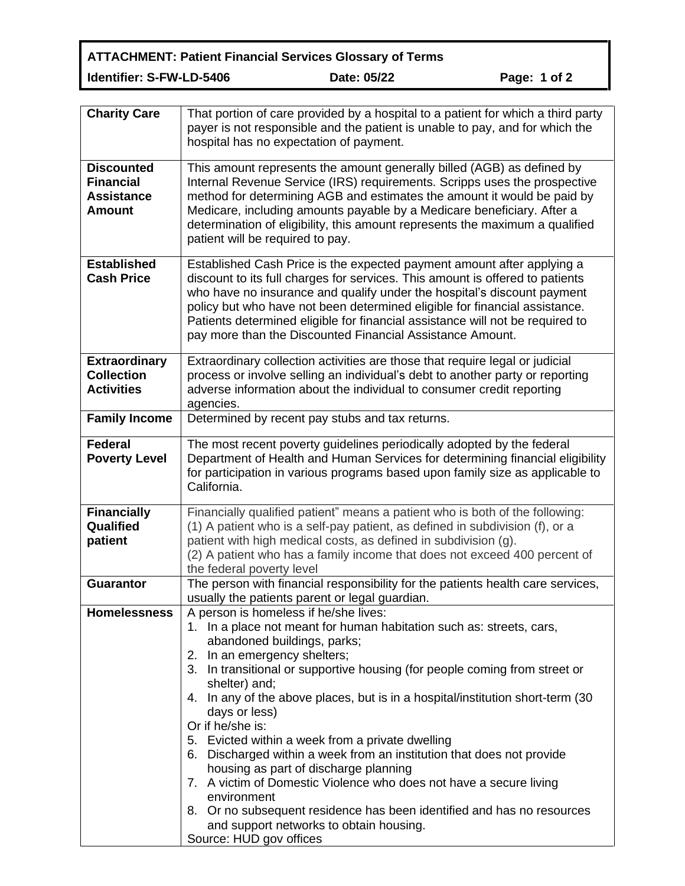**ATTACHMENT: Patient Financial Services Glossary of Terms**

**Identifier: S-FW-LD-5406** **Date: 05/22**

| Term | Definition |
|---|---|
| **Charity Care** | That portion of care provided by a hospital to a patient for which a third party payer is not responsible and the patient is unable to pay, and for which the hospital has no expectation of payment. |
| **Discounted Financial Assistance Amount** | This amount represents the amount generally billed (AGB) as defined by Internal Revenue Service (IRS) requirements. Scripps uses the prospective method for determining AGB and estimates the amount it would be paid by Medicare, including amounts payable by a Medicare beneficiary. After a determination of eligibility, this amount represents the maximum a qualified patient will be required to pay. |
| **Established Cash Price** | Established Cash Price is the expected payment amount after applying a discount to its full charges for services. This amount is offered to patients who have no insurance and qualify under the hospital's discount payment policy but who have not been determined eligible for financial assistance. Patients determined eligible for financial assistance will not be required to pay more than the Discounted Financial Assistance Amount. |
| **Extraordinary Collection Activities** | Extraordinary collection activities are those that require legal or judicial process or involve selling an individual's debt to another party or reporting adverse information about the individual to consumer credit reporting agencies. |
| **Family Income** | Determined by recent pay stubs and tax returns. |
| **Federal Poverty Level** | The most recent poverty guidelines periodically adopted by the federal Department of Health and Human Services for determining financial eligibility for participation in various programs based upon family size as applicable to California. |
| **Financially Qualified patient** | Financially qualified patient" means a patient who is both of the following:<br>(1) A patient who is a self-pay patient, as defined in subdivision (f), or a patient with high medical costs, as defined in subdivision (g).<br>(2) A patient who has a family income that does not exceed 400 percent of the federal poverty level |
| **Guarantor** | The person with financial responsibility for the patients health care services, usually the patients parent or legal guardian. |
| **Homelessness** | A person is homeless if he/she lives:<br>1. In a place not meant for human habitation such as: streets, cars, abandoned buildings, parks;<br>2. In an emergency shelters;<br>3. In transitional or supportive housing (for people coming from street or shelter) and;<br>4. In any of the above places, but is in a hospital/institution short-term (30 days or less)<br>Or if he/she is:<br>5. Evicted within a week from a private dwelling<br>6. Discharged within a week from an institution that does not provide housing as part of discharge planning<br>7. A victim of Domestic Violence who does not have a secure living environment<br>8. Or no subsequent residence has been identified and has no resources and support networks to obtain housing.<br>Source: HUD gov offices |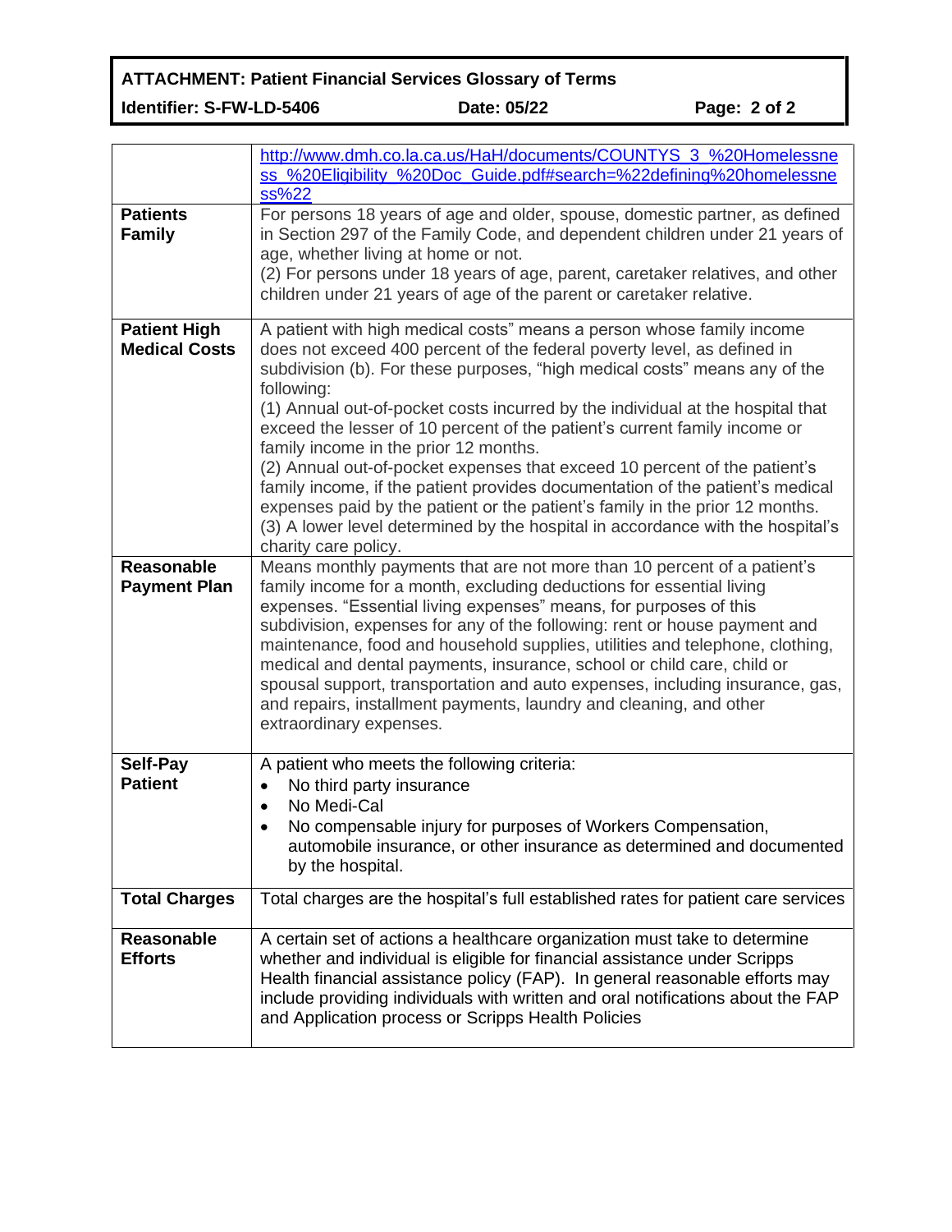| | |
|---|---|
| | http://www.dmh.co.la.ca.us/HaH/documents/COUNTYS_3_%20Homelessness_%20Eligibility_%20Doc_Guide.pdf#search=%22defining%20homelessness%22 |
| **Patients Family** | For persons 18 years of age and older, spouse, domestic partner, as defined in Section 297 of the Family Code, and dependent children under 21 years of age, whether living at home or not.<br>(2) For persons under 18 years of age, parent, caretaker relatives, and other children under 21 years of age of the parent or caretaker relative. |
| **Patient High Medical Costs** | A patient with high medical costs" means a person whose family income does not exceed 400 percent of the federal poverty level, as defined in subdivision (b). For these purposes, "high medical costs" means any of the following:<br>(1) Annual out-of-pocket costs incurred by the individual at the hospital that exceed the lesser of 10 percent of the patient's current family income or family income in the prior 12 months.<br>(2) Annual out-of-pocket expenses that exceed 10 percent of the patient's family income, if the patient provides documentation of the patient's medical expenses paid by the patient or the patient's family in the prior 12 months.<br>(3) A lower level determined by the hospital in accordance with the hospital's charity care policy. |
| **Reasonable Payment Plan** | Means monthly payments that are not more than 10 percent of a patient's family income for a month, excluding deductions for essential living expenses. "Essential living expenses" means, for purposes of this subdivision, expenses for any of the following: rent or house payment and maintenance, food and household supplies, utilities and telephone, clothing, medical and dental payments, insurance, school or child care, child or spousal support, transportation and auto expenses, including insurance, gas, and repairs, installment payments, laundry and cleaning, and other extraordinary expenses. |
| **Self-Pay Patient** | A patient who meets the following criteria:<br>• No third party insurance<br>• No Medi-Cal<br>• No compensable injury for purposes of Workers Compensation, automobile insurance, or other insurance as determined and documented by the hospital. |
| **Total Charges** | Total charges are the hospital's full established rates for patient care services |
| **Reasonable Efforts** | A certain set of actions a healthcare organization must take to determine whether and individual is eligible for financial assistance under Scripps Health financial assistance policy (FAP). In general reasonable efforts may include providing individuals with written and oral notifications about the FAP and Application process or Scripps Health Policies |